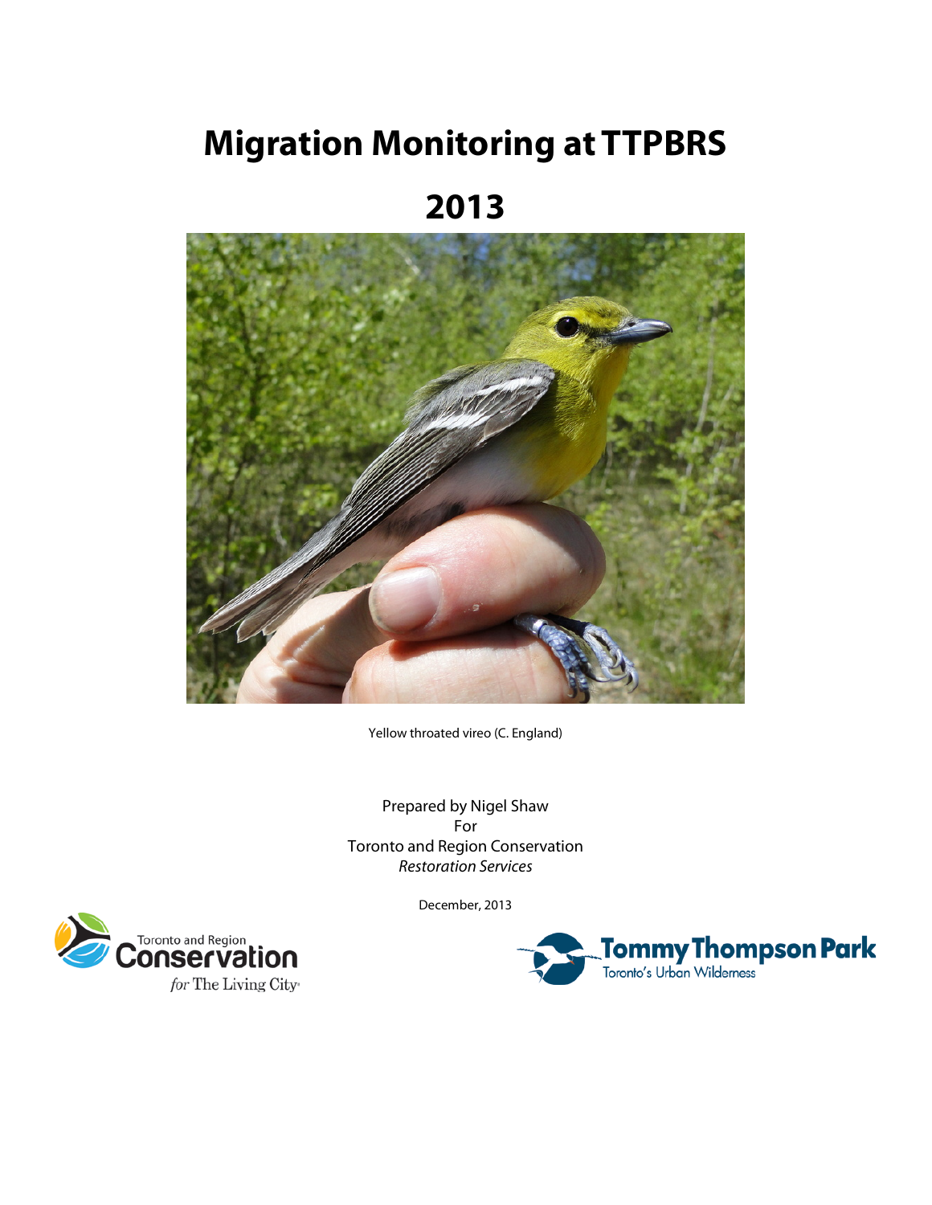# Migration Monitoring at TTPBRS

# 2013

Yellow throated vireo (C. England)

Prepared by Nigel Shaw
For
Toronto and Region Conservation
*Restoration Services*

December, 2013

Toronto and Region Conservation for The Living City

Tommy Thompson Park Toronto's Urban Wilderness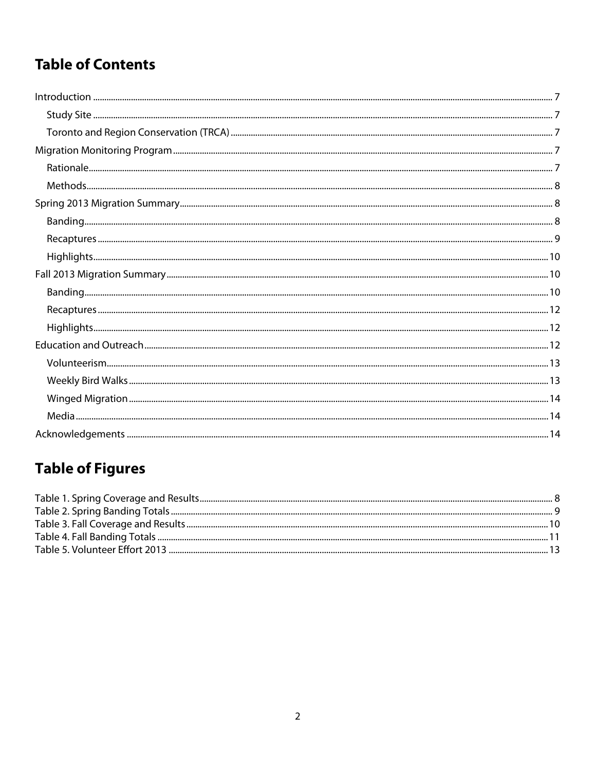# Table of Contents

Introduction ........ 7
- Study Site ........ 7
- Toronto and Region Conservation (TRCA) ........ 7

Migration Monitoring Program ........ 7
- Rationale ........ 7
- Methods ........ 8

Spring 2013 Migration Summary ........ 8
- Banding ........ 8
- Recaptures ........ 9
- Highlights ........ 10

Fall 2013 Migration Summary ........ 10
- Banding ........ 10
- Recaptures ........ 12
- Highlights ........ 12

Education and Outreach ........ 12
- Volunteerism ........ 13
- Weekly Bird Walks ........ 13
- Winged Migration ........ 14
- Media ........ 14

Acknowledgements ........ 14

# Table of Figures

Table 1. Spring Coverage and Results ........ 8
Table 2. Spring Banding Totals ........ 9
Table 3. Fall Coverage and Results ........ 10
Table 4. Fall Banding Totals ........ 11
Table 5. Volunteer Effort 2013 ........ 13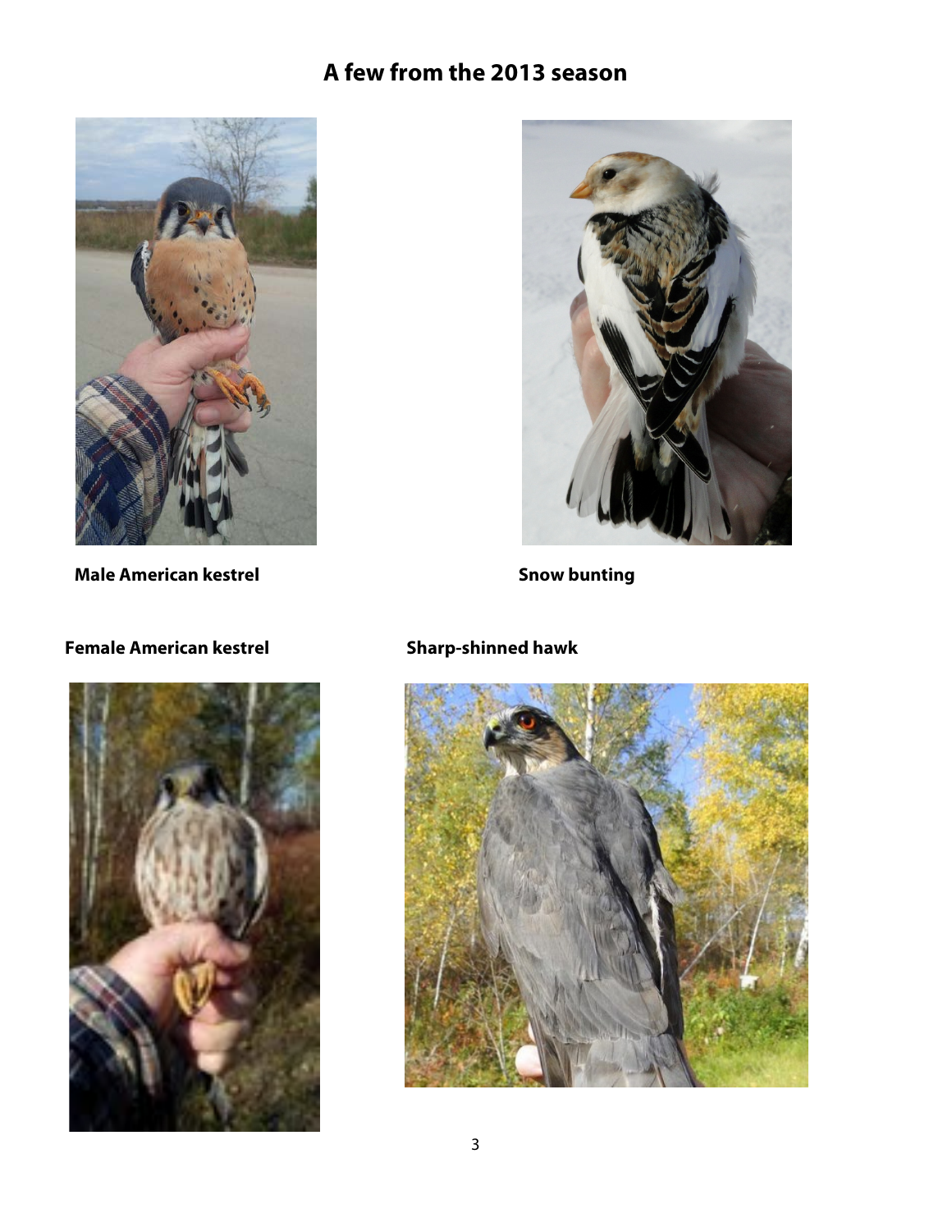# A few from the 2013 season

**Male American kestrel**

**Snow bunting**

**Female American kestrel**

**Sharp-shinned hawk**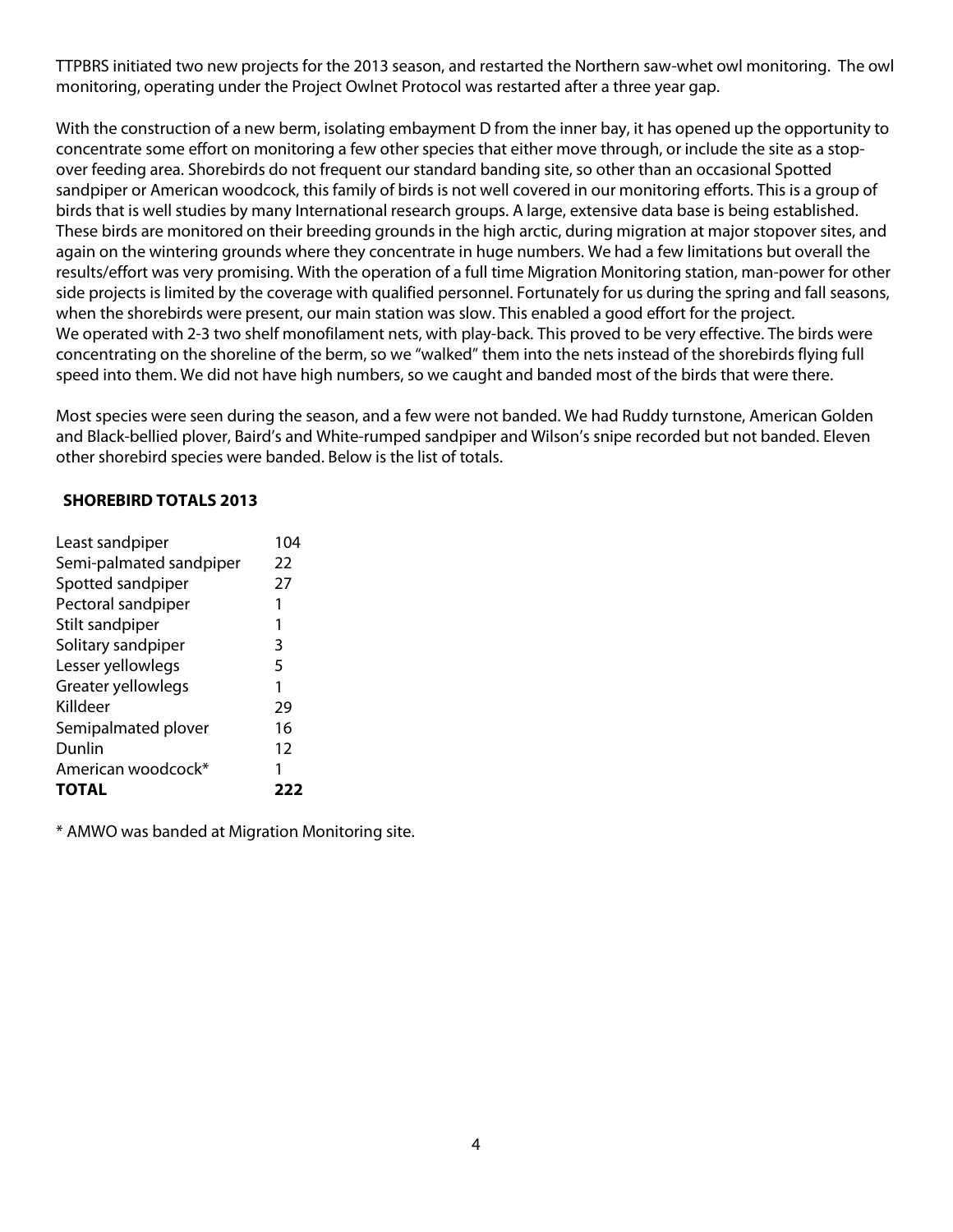TTPBRS initiated two new projects for the 2013 season, and restarted the Northern saw-whet owl monitoring. The owl monitoring, operating under the Project Owlnet Protocol was restarted after a three year gap.

With the construction of a new berm, isolating embayment D from the inner bay, it has opened up the opportunity to concentrate some effort on monitoring a few other species that either move through, or include the site as a stop-over feeding area. Shorebirds do not frequent our standard banding site, so other than an occasional Spotted sandpiper or American woodcock, this family of birds is not well covered in our monitoring efforts. This is a group of birds that is well studies by many International research groups. A large, extensive data base is being established. These birds are monitored on their breeding grounds in the high arctic, during migration at major stopover sites, and again on the wintering grounds where they concentrate in huge numbers. We had a few limitations but overall the results/effort was very promising. With the operation of a full time Migration Monitoring station, man-power for other side projects is limited by the coverage with qualified personnel. Fortunately for us during the spring and fall seasons, when the shorebirds were present, our main station was slow. This enabled a good effort for the project.
We operated with 2-3 two shelf monofilament nets, with play-back. This proved to be very effective. The birds were concentrating on the shoreline of the berm, so we "walked" them into the nets instead of the shorebirds flying full speed into them. We did not have high numbers, so we caught and banded most of the birds that were there.

Most species were seen during the season, and a few were not banded. We had Ruddy turnstone, American Golden and Black-bellied plover, Baird's and White-rumped sandpiper and Wilson's snipe recorded but not banded. Eleven other shorebird species were banded. Below is the list of totals.

**SHOREBIRD TOTALS 2013**

| | |
|---|---|
| Least sandpiper | 104 |
| Semi-palmated sandpiper | 22 |
| Spotted sandpiper | 27 |
| Pectoral sandpiper | 1 |
| Stilt sandpiper | 1 |
| Solitary sandpiper | 3 |
| Lesser yellowlegs | 5 |
| Greater yellowlegs | 1 |
| Killdeer | 29 |
| Semipalmated plover | 16 |
| Dunlin | 12 |
| American woodcock* | 1 |
| **TOTAL** | **222** |

* AMWO was banded at Migration Monitoring site.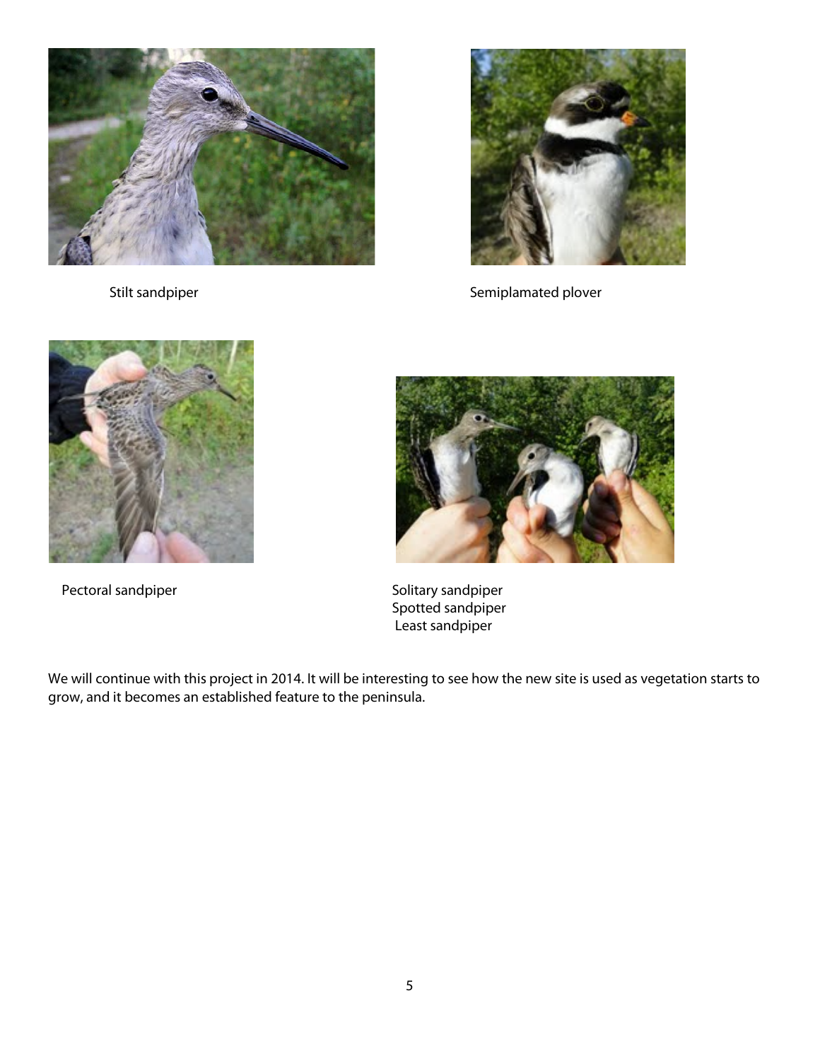Stilt sandpiper

Semiplamated plover

Pectoral sandpiper

Solitary sandpiper
Spotted sandpiper
Least sandpiper

We will continue with this project in 2014. It will be interesting to see how the new site is used as vegetation starts to grow, and it becomes an established feature to the peninsula.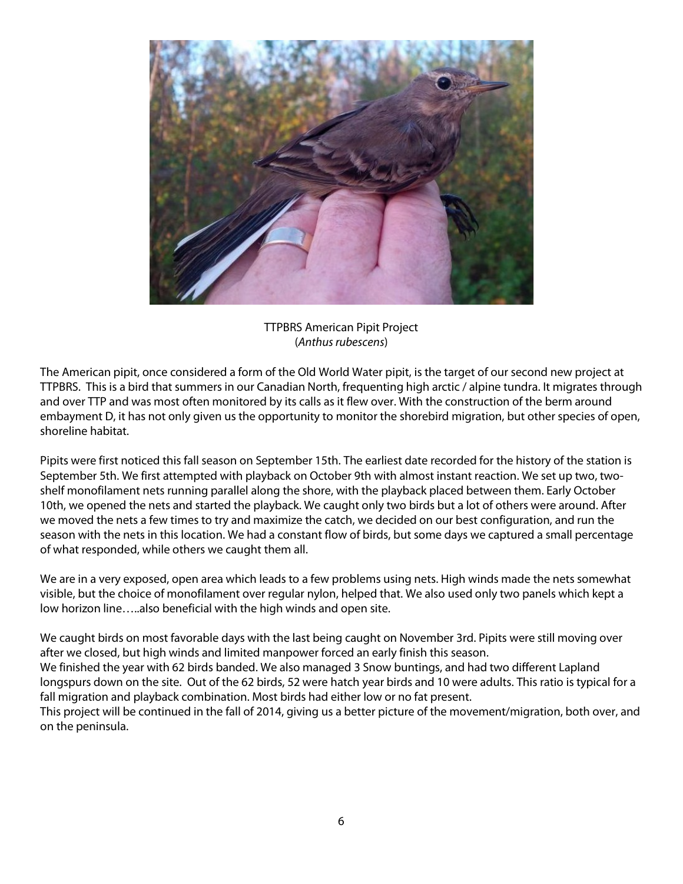TTPBRS American Pipit Project
(*Anthus rubescens*)

The American pipit, once considered a form of the Old World Water pipit, is the target of our second new project at TTPBRS. This is a bird that summers in our Canadian North, frequenting high arctic / alpine tundra. It migrates through and over TTP and was most often monitored by its calls as it flew over. With the construction of the berm around embayment D, it has not only given us the opportunity to monitor the shorebird migration, but other species of open, shoreline habitat.

Pipits were first noticed this fall season on September 15th. The earliest date recorded for the history of the station is September 5th. We first attempted with playback on October 9th with almost instant reaction. We set up two, two-shelf monofilament nets running parallel along the shore, with the playback placed between them. Early October 10th, we opened the nets and started the playback. We caught only two birds but a lot of others were around. After we moved the nets a few times to try and maximize the catch, we decided on our best configuration, and run the season with the nets in this location. We had a constant flow of birds, but some days we captured a small percentage of what responded, while others we caught them all.

We are in a very exposed, open area which leads to a few problems using nets. High winds made the nets somewhat visible, but the choice of monofilament over regular nylon, helped that. We also used only two panels which kept a low horizon line…..also beneficial with the high winds and open site.

We caught birds on most favorable days with the last being caught on November 3rd. Pipits were still moving over after we closed, but high winds and limited manpower forced an early finish this season.
We finished the year with 62 birds banded. We also managed 3 Snow buntings, and had two different Lapland longspurs down on the site. Out of the 62 birds, 52 were hatch year birds and 10 were adults. This ratio is typical for a fall migration and playback combination. Most birds had either low or no fat present.
This project will be continued in the fall of 2014, giving us a better picture of the movement/migration, both over, and on the peninsula.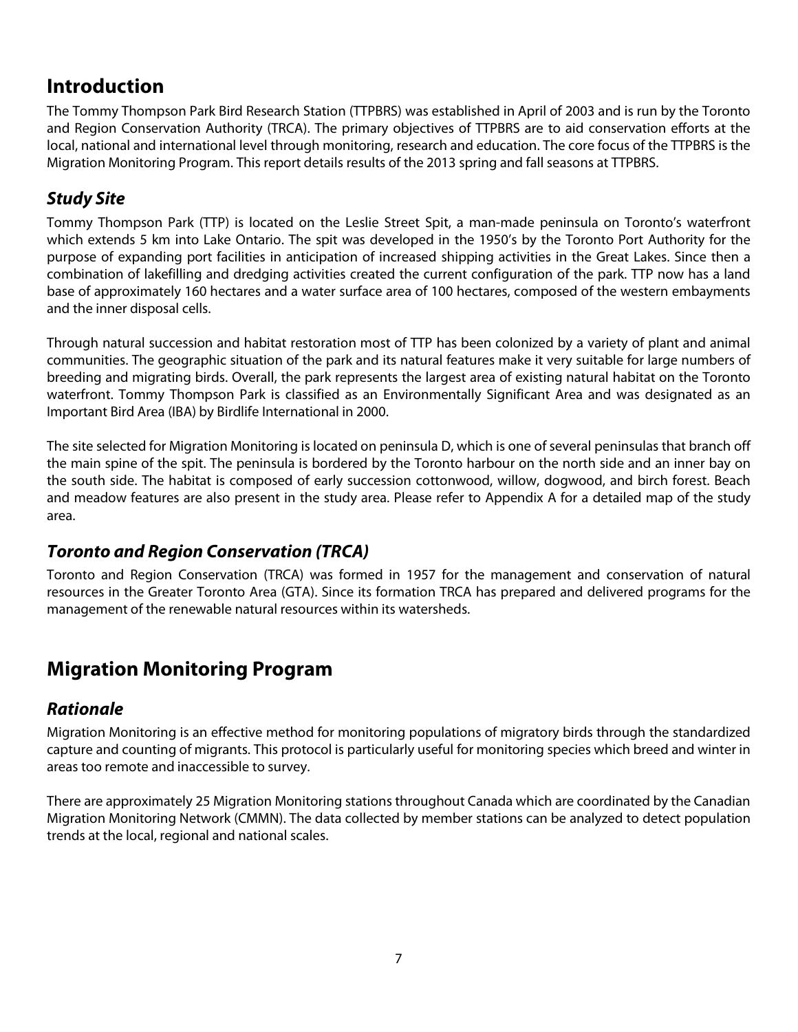# Introduction

The Tommy Thompson Park Bird Research Station (TTPBRS) was established in April of 2003 and is run by the Toronto and Region Conservation Authority (TRCA). The primary objectives of TTPBRS are to aid conservation efforts at the local, national and international level through monitoring, research and education. The core focus of the TTPBRS is the Migration Monitoring Program. This report details results of the 2013 spring and fall seasons at TTPBRS.

## *Study Site*

Tommy Thompson Park (TTP) is located on the Leslie Street Spit, a man-made peninsula on Toronto's waterfront which extends 5 km into Lake Ontario. The spit was developed in the 1950's by the Toronto Port Authority for the purpose of expanding port facilities in anticipation of increased shipping activities in the Great Lakes. Since then a combination of lakefilling and dredging activities created the current configuration of the park. TTP now has a land base of approximately 160 hectares and a water surface area of 100 hectares, composed of the western embayments and the inner disposal cells.

Through natural succession and habitat restoration most of TTP has been colonized by a variety of plant and animal communities. The geographic situation of the park and its natural features make it very suitable for large numbers of breeding and migrating birds. Overall, the park represents the largest area of existing natural habitat on the Toronto waterfront. Tommy Thompson Park is classified as an Environmentally Significant Area and was designated as an Important Bird Area (IBA) by Birdlife International in 2000.

The site selected for Migration Monitoring is located on peninsula D, which is one of several peninsulas that branch off the main spine of the spit. The peninsula is bordered by the Toronto harbour on the north side and an inner bay on the south side. The habitat is composed of early succession cottonwood, willow, dogwood, and birch forest. Beach and meadow features are also present in the study area. Please refer to Appendix A for a detailed map of the study area.

## *Toronto and Region Conservation (TRCA)*

Toronto and Region Conservation (TRCA) was formed in 1957 for the management and conservation of natural resources in the Greater Toronto Area (GTA). Since its formation TRCA has prepared and delivered programs for the management of the renewable natural resources within its watersheds.

# Migration Monitoring Program

## *Rationale*

Migration Monitoring is an effective method for monitoring populations of migratory birds through the standardized capture and counting of migrants. This protocol is particularly useful for monitoring species which breed and winter in areas too remote and inaccessible to survey.

There are approximately 25 Migration Monitoring stations throughout Canada which are coordinated by the Canadian Migration Monitoring Network (CMMN). The data collected by member stations can be analyzed to detect population trends at the local, regional and national scales.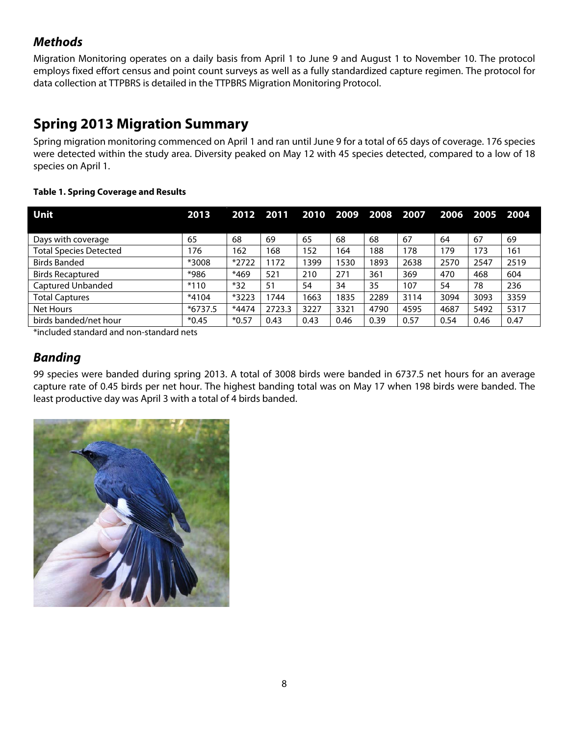### *Methods*

Migration Monitoring operates on a daily basis from April 1 to June 9 and August 1 to November 10. The protocol employs fixed effort census and point count surveys as well as a fully standardized capture regimen. The protocol for data collection at TTPBRS is detailed in the TTPBRS Migration Monitoring Protocol.

## Spring 2013 Migration Summary

Spring migration monitoring commenced on April 1 and ran until June 9 for a total of 65 days of coverage. 176 species were detected within the study area. Diversity peaked on May 12 with 45 species detected, compared to a low of 18 species on April 1.

**Table 1. Spring Coverage and Results**

| Unit | 2013 | 2012 | 2011 | 2010 | 2009 | 2008 | 2007 | 2006 | 2005 | 2004 |
|---|---|---|---|---|---|---|---|---|---|---|
| Days with coverage | 65 | 68 | 69 | 65 | 68 | 68 | 67 | 64 | 67 | 69 |
| Total Species Detected | 176 | 162 | 168 | 152 | 164 | 188 | 178 | 179 | 173 | 161 |
| Birds Banded | *3008 | *2722 | 1172 | 1399 | 1530 | 1893 | 2638 | 2570 | 2547 | 2519 |
| Birds Recaptured | *986 | *469 | 521 | 210 | 271 | 361 | 369 | 470 | 468 | 604 |
| Captured Unbanded | *110 | *32 | 51 | 54 | 34 | 35 | 107 | 54 | 78 | 236 |
| Total Captures | *4104 | *3223 | 1744 | 1663 | 1835 | 2289 | 3114 | 3094 | 3093 | 3359 |
| Net Hours | *6737.5 | *4474 | 2723.3 | 3227 | 3321 | 4790 | 4595 | 4687 | 5492 | 5317 |
| birds banded/net hour | *0.45 | *0.57 | 0.43 | 0.43 | 0.46 | 0.39 | 0.57 | 0.54 | 0.46 | 0.47 |

*included standard and non-standard nets

### *Banding*

99 species were banded during spring 2013. A total of 3008 birds were banded in 6737.5 net hours for an average capture rate of 0.45 birds per net hour. The highest banding total was on May 17 when 198 birds were banded. The least productive day was April 3 with a total of 4 birds banded.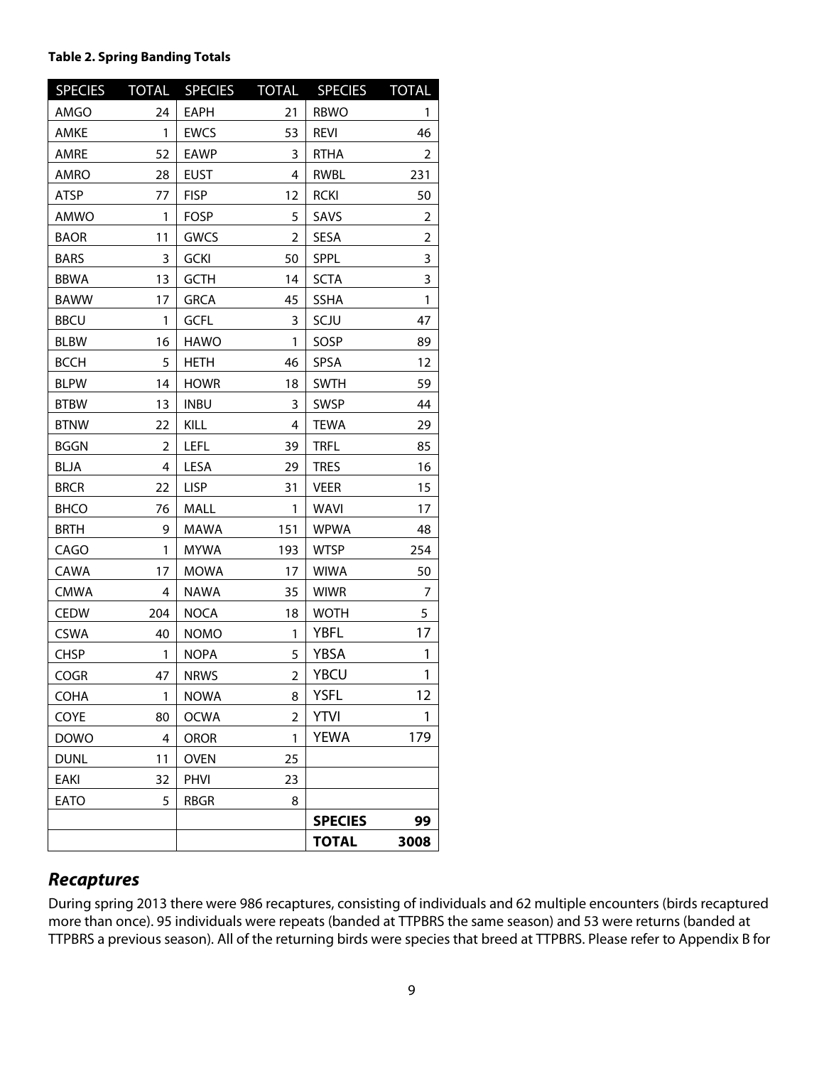**Table 2. Spring Banding Totals**

| SPECIES | TOTAL | SPECIES | TOTAL | SPECIES | TOTAL |
|---|---|---|---|---|---|
| AMGO | 24 | EAPH | 21 | RBWO | 1 |
| AMKE | 1 | EWCS | 53 | REVI | 46 |
| AMRE | 52 | EAWP | 3 | RTHA | 2 |
| AMRO | 28 | EUST | 4 | RWBL | 231 |
| ATSP | 77 | FISP | 12 | RCKI | 50 |
| AMWO | 1 | FOSP | 5 | SAVS | 2 |
| BAOR | 11 | GWCS | 2 | SESA | 2 |
| BARS | 3 | GCKI | 50 | SPPL | 3 |
| BBWA | 13 | GCTH | 14 | SCTA | 3 |
| BAWW | 17 | GRCA | 45 | SSHA | 1 |
| BBCU | 1 | GCFL | 3 | SCJU | 47 |
| BLBW | 16 | HAWO | 1 | SOSP | 89 |
| BCCH | 5 | HETH | 46 | SPSA | 12 |
| BLPW | 14 | HOWR | 18 | SWTH | 59 |
| BTBW | 13 | INBU | 3 | SWSP | 44 |
| BTNW | 22 | KILL | 4 | TEWA | 29 |
| BGGN | 2 | LEFL | 39 | TRFL | 85 |
| BLJA | 4 | LESA | 29 | TRES | 16 |
| BRCR | 22 | LISP | 31 | VEER | 15 |
| BHCO | 76 | MALL | 1 | WAVI | 17 |
| BRTH | 9 | MAWA | 151 | WPWA | 48 |
| CAGO | 1 | MYWA | 193 | WTSP | 254 |
| CAWA | 17 | MOWA | 17 | WIWA | 50 |
| CMWA | 4 | NAWA | 35 | WIWR | 7 |
| CEDW | 204 | NOCA | 18 | WOTH | 5 |
| CSWA | 40 | NOMO | 1 | YBFL | 17 |
| CHSP | 1 | NOPA | 5 | YBSA | 1 |
| COGR | 47 | NRWS | 2 | YBCU | 1 |
| COHA | 1 | NOWA | 8 | YSFL | 12 |
| COYE | 80 | OCWA | 2 | YTVI | 1 |
| DOWO | 4 | OROR | 1 | YEWA | 179 |
| DUNL | 11 | OVEN | 25 | | |
| EAKI | 32 | PHVI | 23 | | |
| EATO | 5 | RBGR | 8 | | |
| | | | | **SPECIES** | **99** |
| | | | | **TOTAL** | **3008** |

## *Recaptures*

During spring 2013 there were 986 recaptures, consisting of individuals and 62 multiple encounters (birds recaptured more than once). 95 individuals were repeats (banded at TTPBRS the same season) and 53 were returns (banded at TTPBRS a previous season). All of the returning birds were species that breed at TTPBRS. Please refer to Appendix B for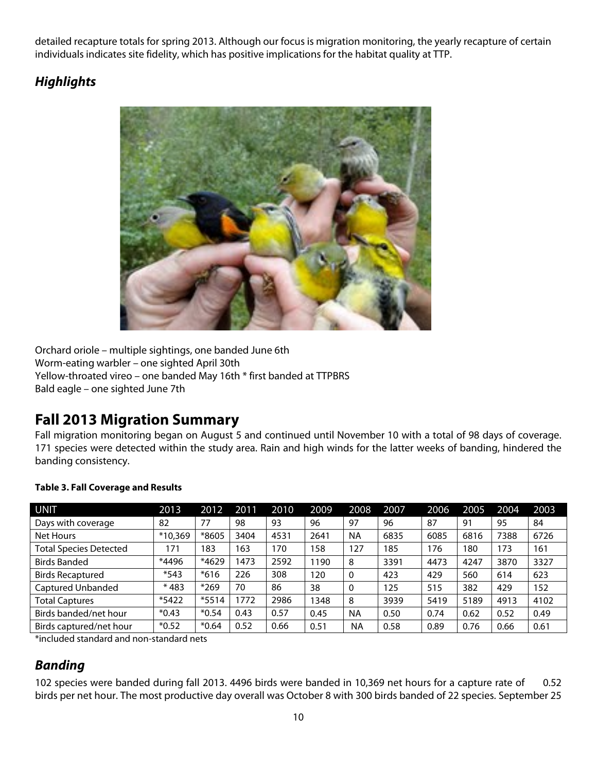detailed recapture totals for spring 2013. Although our focus is migration monitoring, the yearly recapture of certain individuals indicates site fidelity, which has positive implications for the habitat quality at TTP.

## *Highlights*

Orchard oriole – multiple sightings, one banded June 6th
Worm-eating warbler – one sighted April 30th
Yellow-throated vireo – one banded May 16th * first banded at TTPBRS
Bald eagle – one sighted June 7th

# Fall 2013 Migration Summary

Fall migration monitoring began on August 5 and continued until November 10 with a total of 98 days of coverage. 171 species were detected within the study area. Rain and high winds for the latter weeks of banding, hindered the banding consistency.

**Table 3. Fall Coverage and Results**

| UNIT | 2013 | 2012 | 2011 | 2010 | 2009 | 2008 | 2007 | 2006 | 2005 | 2004 | 2003 |
|---|---|---|---|---|---|---|---|---|---|---|---|
| Days with coverage | 82 | 77 | 98 | 93 | 96 | 97 | 96 | 87 | 91 | 95 | 84 |
| Net Hours | *10,369 | *8605 | 3404 | 4531 | 2641 | NA | 6835 | 6085 | 6816 | 7388 | 6726 |
| Total Species Detected | 171 | 183 | 163 | 170 | 158 | 127 | 185 | 176 | 180 | 173 | 161 |
| Birds Banded | *4496 | *4629 | 1473 | 2592 | 1190 | 8 | 3391 | 4473 | 4247 | 3870 | 3327 |
| Birds Recaptured | *543 | *616 | 226 | 308 | 120 | 0 | 423 | 429 | 560 | 614 | 623 |
| Captured Unbanded | * 483 | *269 | 70 | 86 | 38 | 0 | 125 | 515 | 382 | 429 | 152 |
| Total Captures | *5422 | *5514 | 1772 | 2986 | 1348 | 8 | 3939 | 5419 | 5189 | 4913 | 4102 |
| Birds banded/net hour | *0.43 | *0.54 | 0.43 | 0.57 | 0.45 | NA | 0.50 | 0.74 | 0.62 | 0.52 | 0.49 |
| Birds captured/net hour | *0.52 | *0.64 | 0.52 | 0.66 | 0.51 | NA | 0.58 | 0.89 | 0.76 | 0.66 | 0.61 |

*included standard and non-standard nets

## *Banding*

102 species were banded during fall 2013. 4496 birds were banded in 10,369 net hours for a capture rate of 0.52 birds per net hour. The most productive day overall was October 8 with 300 birds banded of 22 species. September 25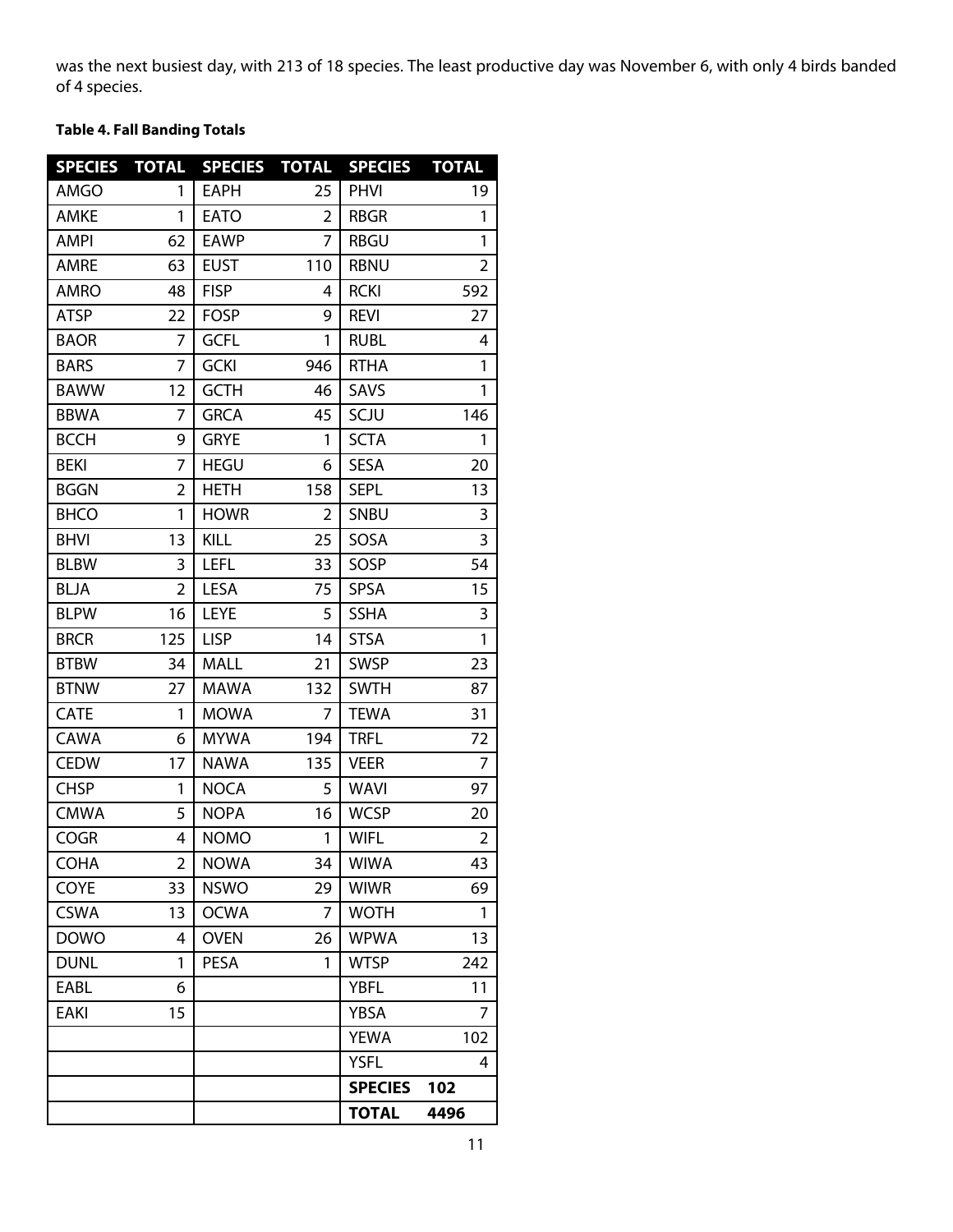was the next busiest day, with 213 of 18 species. The least productive day was November 6, with only 4 birds banded of 4 species.

**Table 4. Fall Banding Totals**

| SPECIES | TOTAL | SPECIES | TOTAL | SPECIES | TOTAL |
|---|---|---|---|---|---|
| AMGO | 1 | EAPH | 25 | PHVI | 19 |
| AMKE | 1 | EATO | 2 | RBGR | 1 |
| AMPI | 62 | EAWP | 7 | RBGU | 1 |
| AMRE | 63 | EUST | 110 | RBNU | 2 |
| AMRO | 48 | FISP | 4 | RCKI | 592 |
| ATSP | 22 | FOSP | 9 | REVI | 27 |
| BAOR | 7 | GCFL | 1 | RUBL | 4 |
| BARS | 7 | GCKI | 946 | RTHA | 1 |
| BAWW | 12 | GCTH | 46 | SAVS | 1 |
| BBWA | 7 | GRCA | 45 | SCJU | 146 |
| BCCH | 9 | GRYE | 1 | SCTA | 1 |
| BEKI | 7 | HEGU | 6 | SESA | 20 |
| BGGN | 2 | HETH | 158 | SEPL | 13 |
| BHCO | 1 | HOWR | 2 | SNBU | 3 |
| BHVI | 13 | KILL | 25 | SOSA | 3 |
| BLBW | 3 | LEFL | 33 | SOSP | 54 |
| BLJA | 2 | LESA | 75 | SPSA | 15 |
| BLPW | 16 | LEYE | 5 | SSHA | 3 |
| BRCR | 125 | LISP | 14 | STSA | 1 |
| BTBW | 34 | MALL | 21 | SWSP | 23 |
| BTNW | 27 | MAWA | 132 | SWTH | 87 |
| CATE | 1 | MOWA | 7 | TEWA | 31 |
| CAWA | 6 | MYWA | 194 | TRFL | 72 |
| CEDW | 17 | NAWA | 135 | VEER | 7 |
| CHSP | 1 | NOCA | 5 | WAVI | 97 |
| CMWA | 5 | NOPA | 16 | WCSP | 20 |
| COGR | 4 | NOMO | 1 | WIFL | 2 |
| COHA | 2 | NOWA | 34 | WIWA | 43 |
| COYE | 33 | NSWO | 29 | WIWR | 69 |
| CSWA | 13 | OCWA | 7 | WOTH | 1 |
| DOWO | 4 | OVEN | 26 | WPWA | 13 |
| DUNL | 1 | PESA | 1 | WTSP | 242 |
| EABL | 6 | | | YBFL | 11 |
| EAKI | 15 | | | YBSA | 7 |
| | | | | YEWA | 102 |
| | | | | YSFL | 4 |
| | | | | **SPECIES** | **102** |
| | | | | **TOTAL** | **4496** |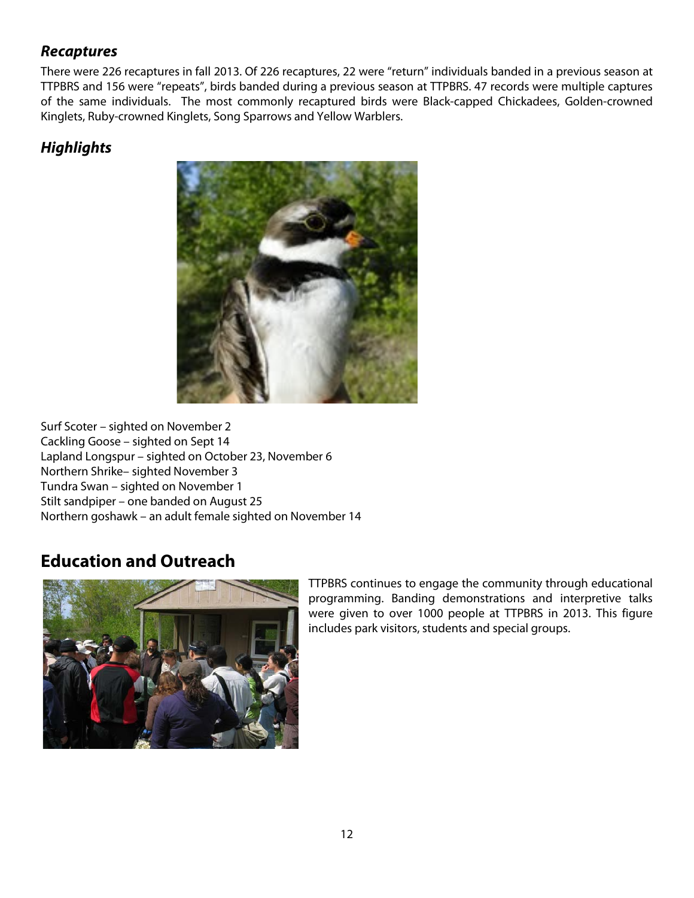### *Recaptures*

There were 226 recaptures in fall 2013. Of 226 recaptures, 22 were "return" individuals banded in a previous season at TTPBRS and 156 were "repeats", birds banded during a previous season at TTPBRS. 47 records were multiple captures of the same individuals. The most commonly recaptured birds were Black-capped Chickadees, Golden-crowned Kinglets, Ruby-crowned Kinglets, Song Sparrows and Yellow Warblers.

### *Highlights*

Surf Scoter – sighted on November 2
Cackling Goose – sighted on Sept 14
Lapland Longspur – sighted on October 23, November 6
Northern Shrike– sighted November 3
Tundra Swan – sighted on November 1
Stilt sandpiper – one banded on August 25
Northern goshawk – an adult female sighted on November 14

## Education and Outreach

TTPBRS continues to engage the community through educational programming. Banding demonstrations and interpretive talks were given to over 1000 people at TTPBRS in 2013. This figure includes park visitors, students and special groups.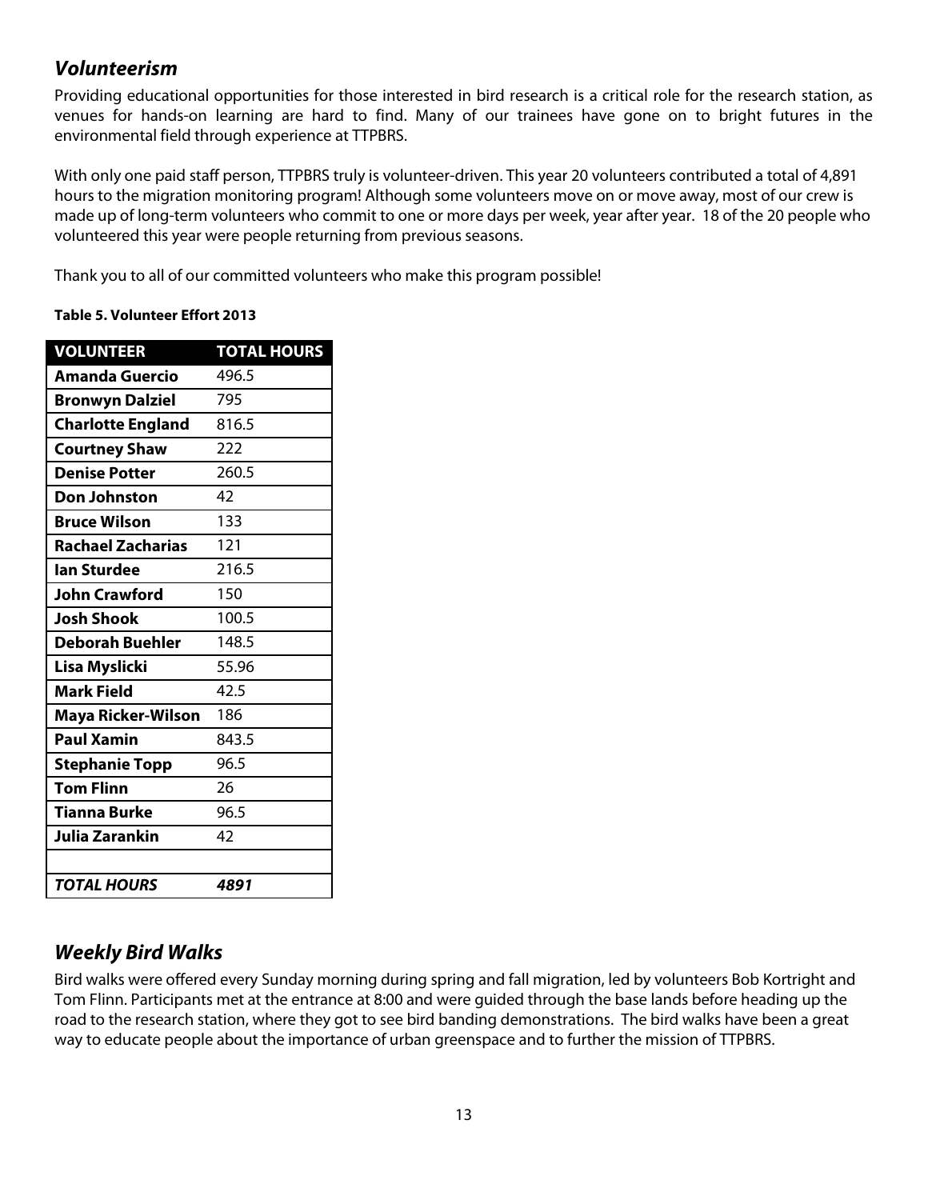## *Volunteerism*

Providing educational opportunities for those interested in bird research is a critical role for the research station, as venues for hands-on learning are hard to find. Many of our trainees have gone on to bright futures in the environmental field through experience at TTPBRS.

With only one paid staff person, TTPBRS truly is volunteer-driven. This year 20 volunteers contributed a total of 4,891 hours to the migration monitoring program! Although some volunteers move on or move away, most of our crew is made up of long-term volunteers who commit to one or more days per week, year after year. 18 of the 20 people who volunteered this year were people returning from previous seasons.

Thank you to all of our committed volunteers who make this program possible!

**Table 5. Volunteer Effort 2013**

| VOLUNTEER | TOTAL HOURS |
|---|---|
| **Amanda Guercio** | 496.5 |
| **Bronwyn Dalziel** | 795 |
| **Charlotte England** | 816.5 |
| **Courtney Shaw** | 222 |
| **Denise Potter** | 260.5 |
| **Don Johnston** | 42 |
| **Bruce Wilson** | 133 |
| **Rachael Zacharias** | 121 |
| **Ian Sturdee** | 216.5 |
| **John Crawford** | 150 |
| **Josh Shook** | 100.5 |
| **Deborah Buehler** | 148.5 |
| **Lisa Myslicki** | 55.96 |
| **Mark Field** | 42.5 |
| **Maya Ricker-Wilson** | 186 |
| **Paul Xamin** | 843.5 |
| **Stephanie Topp** | 96.5 |
| **Tom Flinn** | 26 |
| **Tianna Burke** | 96.5 |
| **Julia Zarankin** | 42 |
| | |
| ***TOTAL HOURS*** | ***4891*** |

## *Weekly Bird Walks*

Bird walks were offered every Sunday morning during spring and fall migration, led by volunteers Bob Kortright and Tom Flinn. Participants met at the entrance at 8:00 and were guided through the base lands before heading up the road to the research station, where they got to see bird banding demonstrations. The bird walks have been a great way to educate people about the importance of urban greenspace and to further the mission of TTPBRS.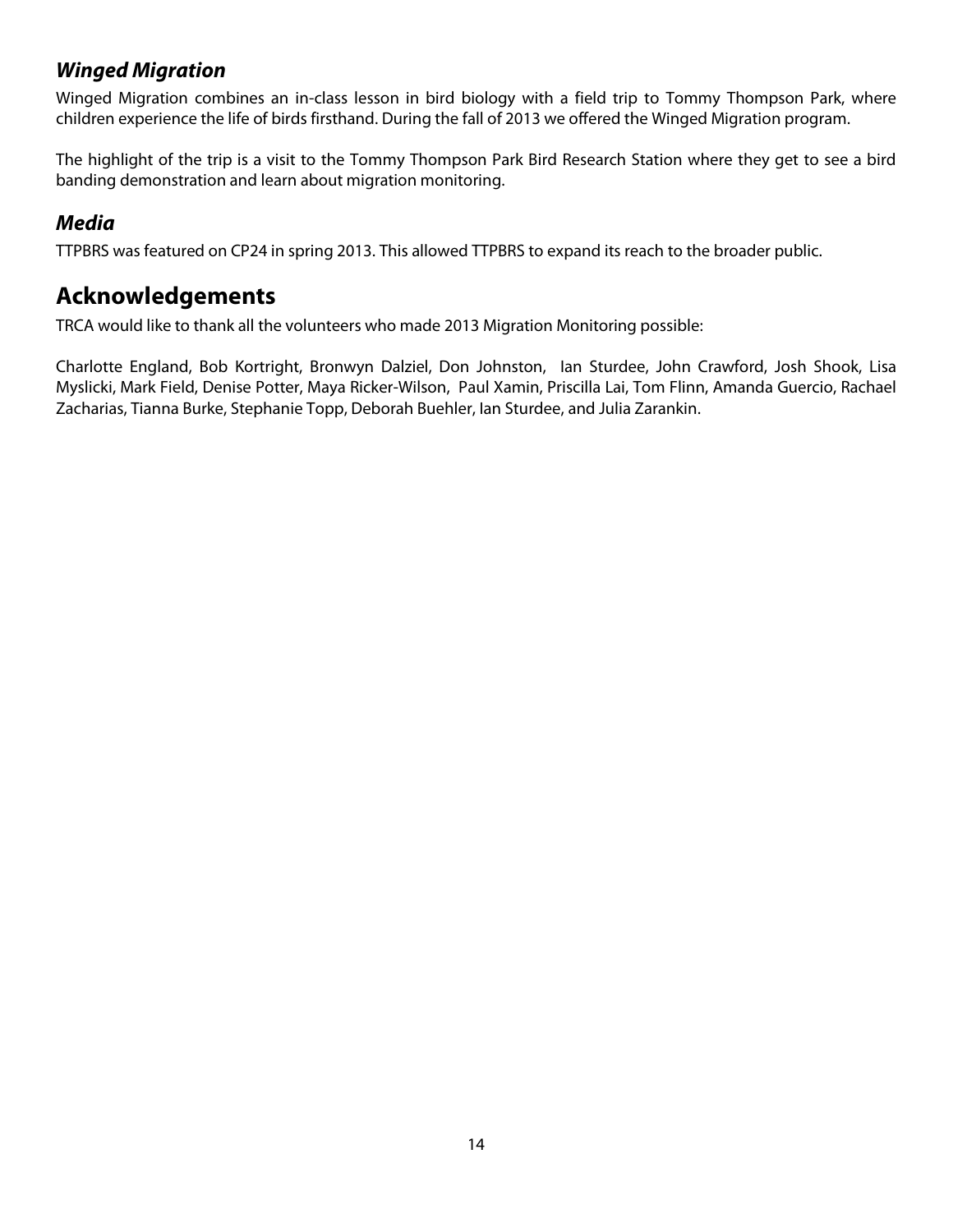### *Winged Migration*

Winged Migration combines an in-class lesson in bird biology with a field trip to Tommy Thompson Park, where children experience the life of birds firsthand. During the fall of 2013 we offered the Winged Migration program.

The highlight of the trip is a visit to the Tommy Thompson Park Bird Research Station where they get to see a bird banding demonstration and learn about migration monitoring.

### *Media*

TTPBRS was featured on CP24 in spring 2013. This allowed TTPBRS to expand its reach to the broader public.

## Acknowledgements

TRCA would like to thank all the volunteers who made 2013 Migration Monitoring possible:

Charlotte England, Bob Kortright, Bronwyn Dalziel, Don Johnston, Ian Sturdee, John Crawford, Josh Shook, Lisa Myslicki, Mark Field, Denise Potter, Maya Ricker-Wilson, Paul Xamin, Priscilla Lai, Tom Flinn, Amanda Guercio, Rachael Zacharias, Tianna Burke, Stephanie Topp, Deborah Buehler, Ian Sturdee, and Julia Zarankin.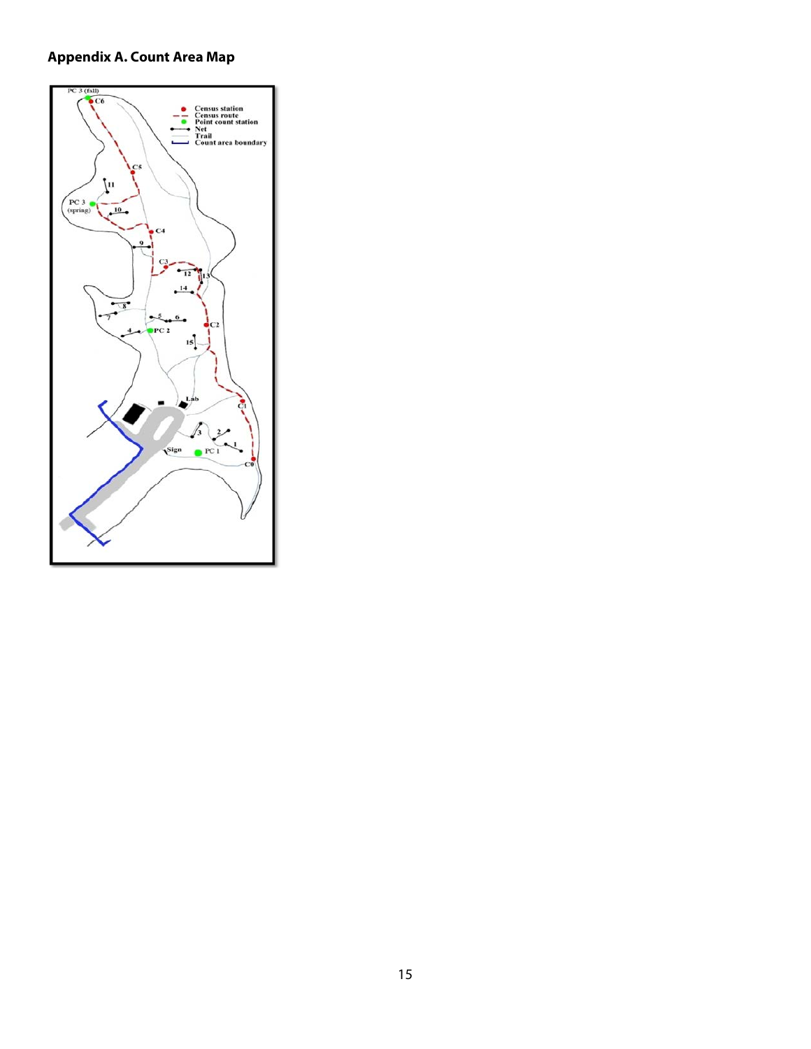## Appendix A. Count Area Map

PC 3 (fall)
C6
Census station
Census route
Point count station
Net
Trail
Count area boundary
C5
11
PC 3
(spring)
10
C4
9
C3
12
13
14
8
7
5
6
4
PC 2
C2
15
Lab
C1
3
2
1
Sign
PC 1
C0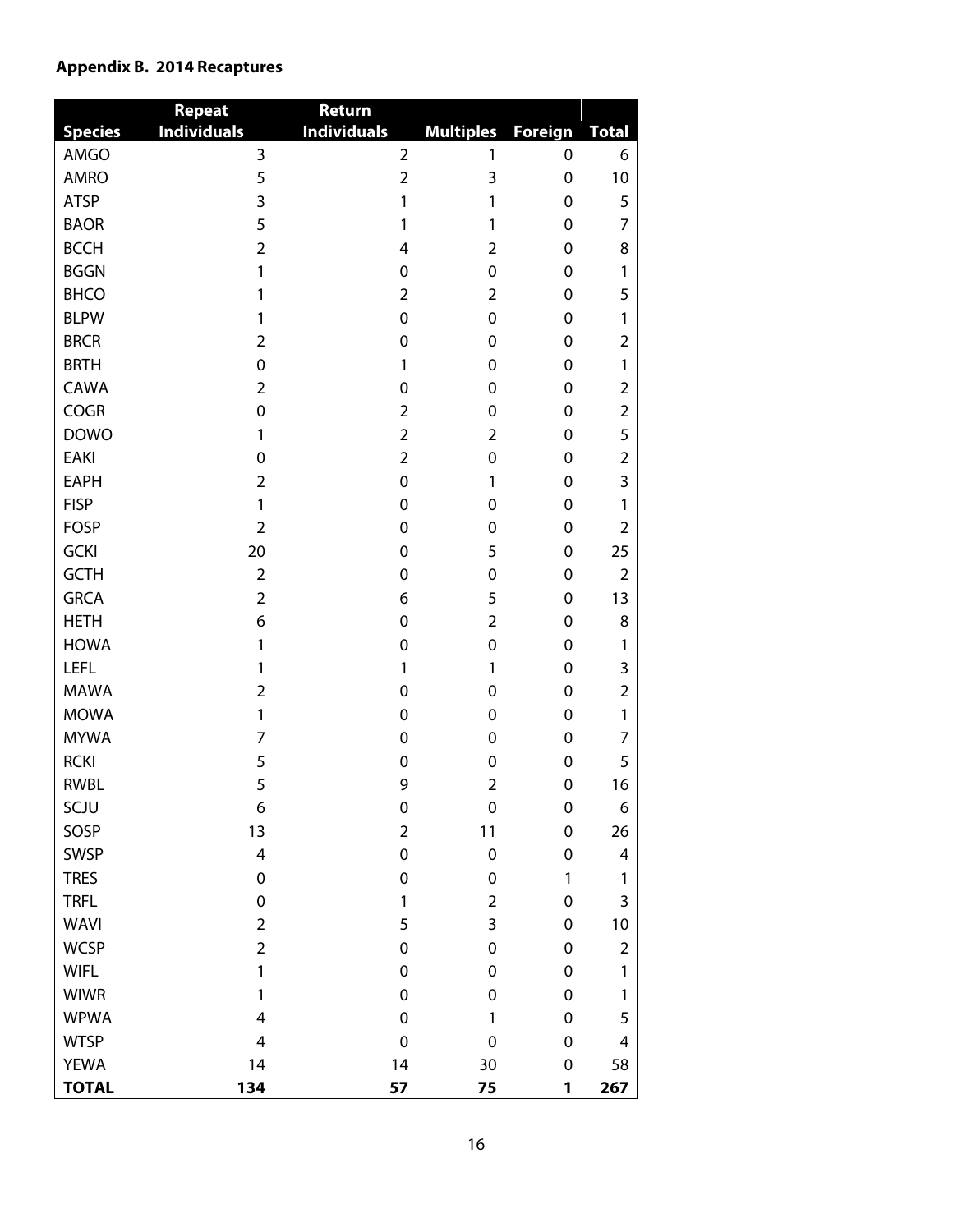**Appendix B. 2014 Recaptures**

| Species | Repeat Individuals | Return Individuals | Multiples | Foreign | Total |
|---|---|---|---|---|---|
| AMGO | 3 | 2 | 1 | 0 | 6 |
| AMRO | 5 | 2 | 3 | 0 | 10 |
| ATSP | 3 | 1 | 1 | 0 | 5 |
| BAOR | 5 | 1 | 1 | 0 | 7 |
| BCCH | 2 | 4 | 2 | 0 | 8 |
| BGGN | 1 | 0 | 0 | 0 | 1 |
| BHCO | 1 | 2 | 2 | 0 | 5 |
| BLPW | 1 | 0 | 0 | 0 | 1 |
| BRCR | 2 | 0 | 0 | 0 | 2 |
| BRTH | 0 | 1 | 0 | 0 | 1 |
| CAWA | 2 | 0 | 0 | 0 | 2 |
| COGR | 0 | 2 | 0 | 0 | 2 |
| DOWO | 1 | 2 | 2 | 0 | 5 |
| EAKI | 0 | 2 | 0 | 0 | 2 |
| EAPH | 2 | 0 | 1 | 0 | 3 |
| FISP | 1 | 0 | 0 | 0 | 1 |
| FOSP | 2 | 0 | 0 | 0 | 2 |
| GCKI | 20 | 0 | 5 | 0 | 25 |
| GCTH | 2 | 0 | 0 | 0 | 2 |
| GRCA | 2 | 6 | 5 | 0 | 13 |
| HETH | 6 | 0 | 2 | 0 | 8 |
| HOWA | 1 | 0 | 0 | 0 | 1 |
| LEFL | 1 | 1 | 1 | 0 | 3 |
| MAWA | 2 | 0 | 0 | 0 | 2 |
| MOWA | 1 | 0 | 0 | 0 | 1 |
| MYWA | 7 | 0 | 0 | 0 | 7 |
| RCKI | 5 | 0 | 0 | 0 | 5 |
| RWBL | 5 | 9 | 2 | 0 | 16 |
| SCJU | 6 | 0 | 0 | 0 | 6 |
| SOSP | 13 | 2 | 11 | 0 | 26 |
| SWSP | 4 | 0 | 0 | 0 | 4 |
| TRES | 0 | 0 | 0 | 1 | 1 |
| TRFL | 0 | 1 | 2 | 0 | 3 |
| WAVI | 2 | 5 | 3 | 0 | 10 |
| WCSP | 2 | 0 | 0 | 0 | 2 |
| WIFL | 1 | 0 | 0 | 0 | 1 |
| WIWR | 1 | 0 | 0 | 0 | 1 |
| WPWA | 4 | 0 | 1 | 0 | 5 |
| WTSP | 4 | 0 | 0 | 0 | 4 |
| YEWA | 14 | 14 | 30 | 0 | 58 |
| **TOTAL** | **134** | **57** | **75** | **1** | **267** |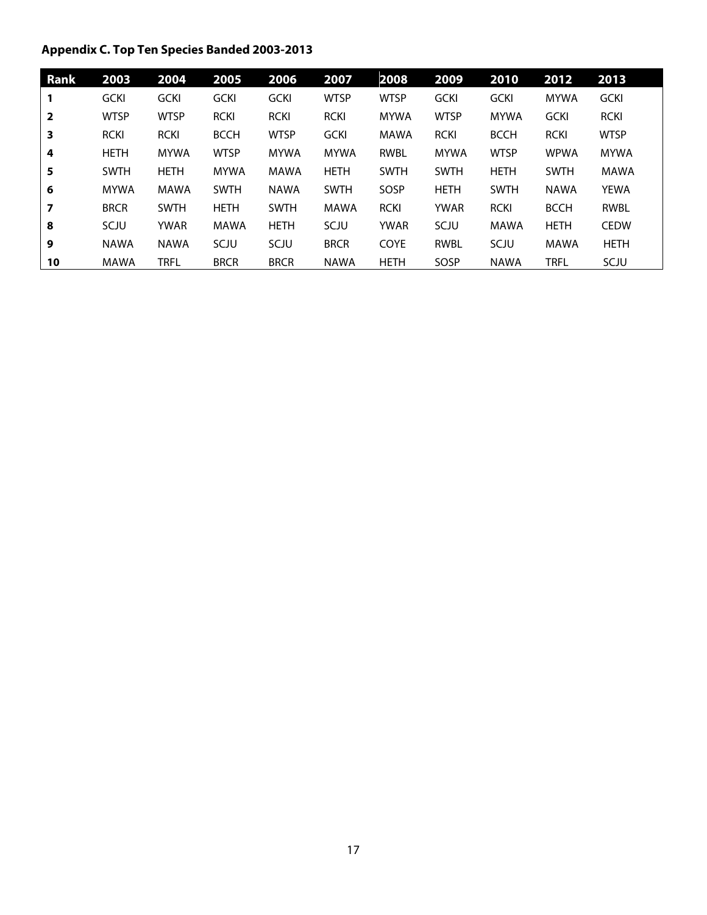**Appendix C. Top Ten Species Banded 2003-2013**

| Rank | 2003 | 2004 | 2005 | 2006 | 2007 | 2008 | 2009 | 2010 | 2012 | 2013 |
|---|---|---|---|---|---|---|---|---|---|---|
| 1 | GCKI | GCKI | GCKI | GCKI | WTSP | WTSP | GCKI | GCKI | MYWA | GCKI |
| 2 | WTSP | WTSP | RCKI | RCKI | RCKI | MYWA | WTSP | MYWA | GCKI | RCKI |
| 3 | RCKI | RCKI | BCCH | WTSP | GCKI | MAWA | RCKI | BCCH | RCKI | WTSP |
| 4 | HETH | MYWA | WTSP | MYWA | MYWA | RWBL | MYWA | WTSP | WPWA | MYWA |
| 5 | SWTH | HETH | MYWA | MAWA | HETH | SWTH | SWTH | HETH | SWTH | MAWA |
| 6 | MYWA | MAWA | SWTH | NAWA | SWTH | SOSP | HETH | SWTH | NAWA | YEWA |
| 7 | BRCR | SWTH | HETH | SWTH | MAWA | RCKI | YWAR | RCKI | BCCH | RWBL |
| 8 | SCJU | YWAR | MAWA | HETH | SCJU | YWAR | SCJU | MAWA | HETH | CEDW |
| 9 | NAWA | NAWA | SCJU | SCJU | BRCR | COYE | RWBL | SCJU | MAWA | HETH |
| 10 | MAWA | TRFL | BRCR | BRCR | NAWA | HETH | SOSP | NAWA | TRFL | SCJU |